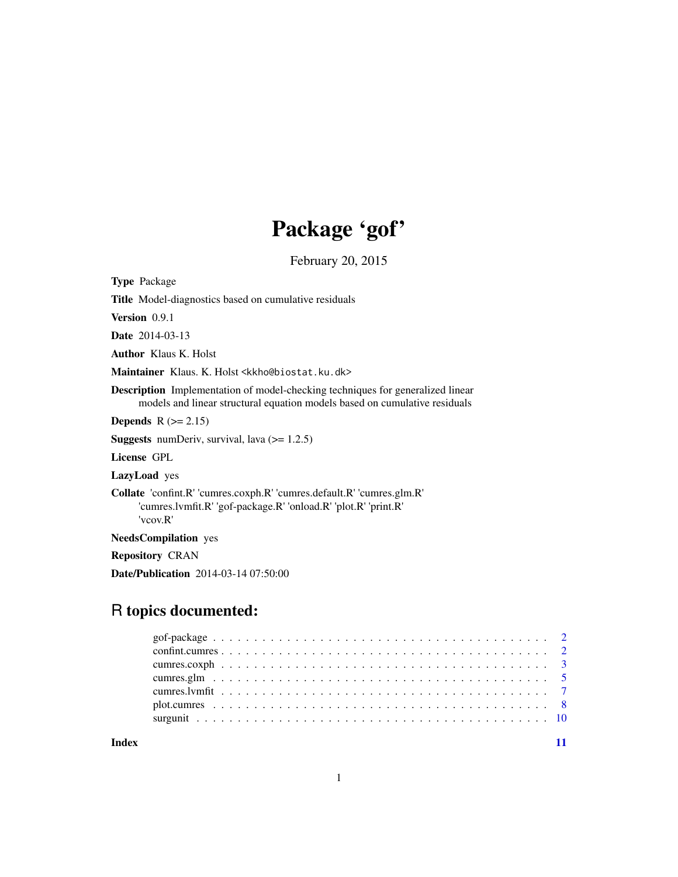# Package 'gof'

February 20, 2015

**Type** Package

**Title** Model-diagnostics based on cumulative residuals

**Version** 0.9.1

**Date** 2014-03-13

**Author** Klaus K. Holst

**Maintainer** Klaus. K. Holst <kkho@biostat.ku.dk>

**Description** Implementation of model-checking techniques for generalized linear models and linear structural equation models based on cumulative residuals

**Depends** R (>= 2.15)

**Suggests** numDeriv, survival, lava (>= 1.2.5)

**License** GPL

**LazyLoad** yes

**Collate** 'confint.R' 'cumres.coxph.R' 'cumres.default.R' 'cumres.glm.R' 'cumres.lvmfit.R' 'gof-package.R' 'onload.R' 'plot.R' 'print.R' 'vcov.R'

**NeedsCompilation** yes

**Repository** CRAN

**Date/Publication** 2014-03-14 07:50:00

## R topics documented:

| | |
|---|---|
| gof-package | 2 |
| confint.cumres | 2 |
| cumres.coxph | 3 |
| cumres.glm | 5 |
| cumres.lvmfit | 7 |
| plot.cumres | 8 |
| surgunit | 10 |
| **Index** | **11** |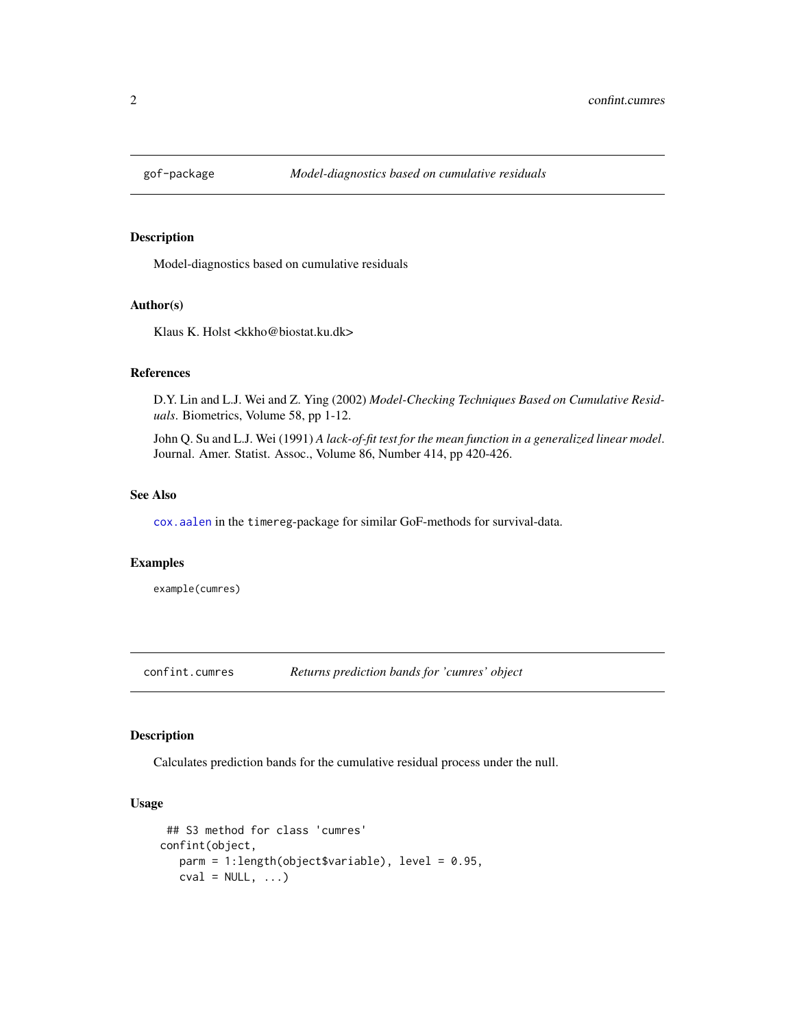## gof-package — *Model-diagnostics based on cumulative residuals*

### Description

Model-diagnostics based on cumulative residuals

### Author(s)

Klaus K. Holst <kkho@biostat.ku.dk>

### References

D.Y. Lin and L.J. Wei and Z. Ying (2002) *Model-Checking Techniques Based on Cumulative Residuals*. Biometrics, Volume 58, pp 1-12.

John Q. Su and L.J. Wei (1991) *A lack-of-fit test for the mean function in a generalized linear model*. Journal. Amer. Statist. Assoc., Volume 86, Number 414, pp 420-426.

### See Also

`cox.aalen` in the `timereg`-package for similar GoF-methods for survival-data.

### Examples

```
example(cumres)
```

## confint.cumres — *Returns prediction bands for 'cumres' object*

### Description

Calculates prediction bands for the cumulative residual process under the null.

### Usage

```
 ## S3 method for class 'cumres'
confint(object,
   parm = 1:length(object$variable), level = 0.95,
   cval = NULL, ...)
```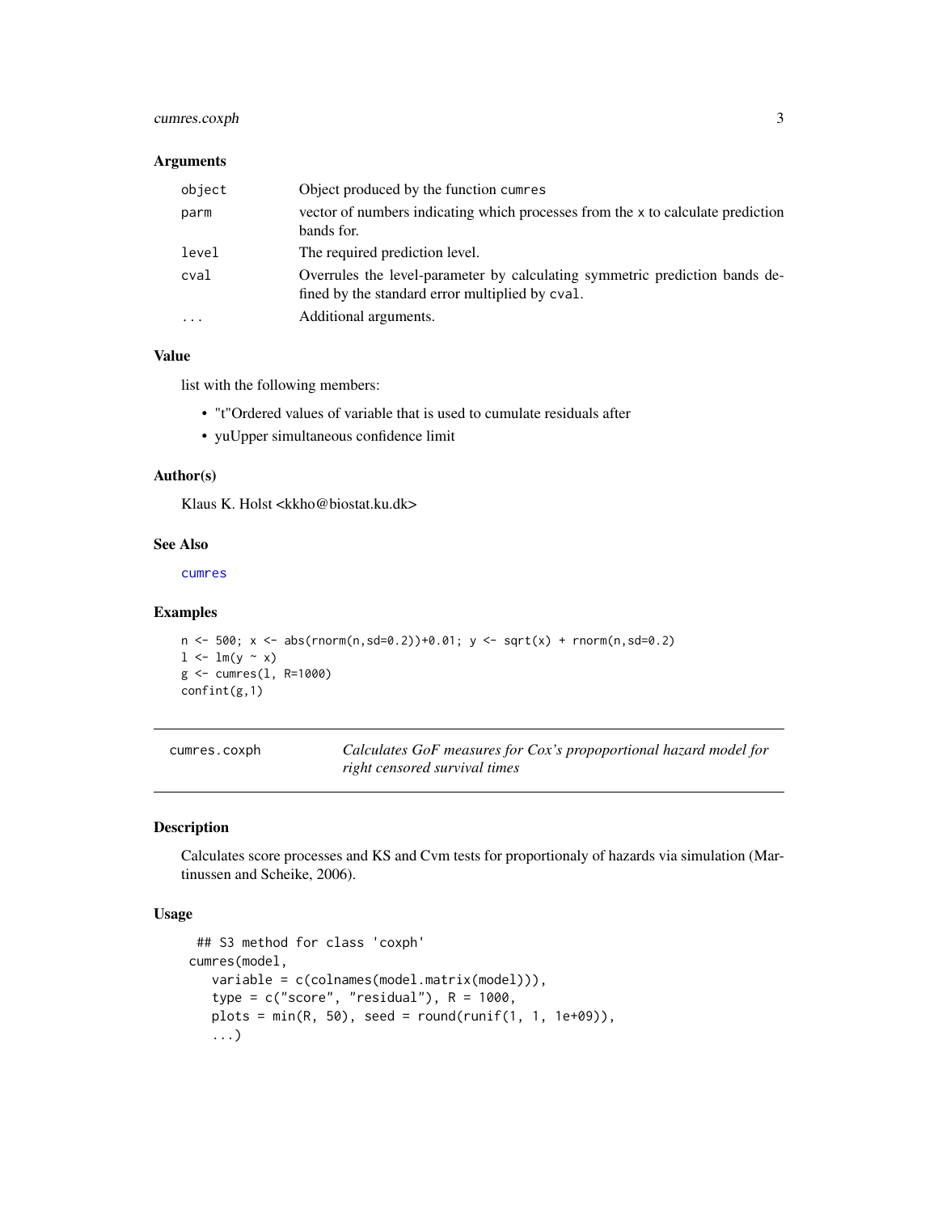### Arguments

| | |
|---|---|
| `object` | Object produced by the function `cumres` |
| `parm` | vector of numbers indicating which processes from the `x` to calculate prediction bands for. |
| `level` | The required prediction level. |
| `cval` | Overrules the level-parameter by calculating symmetric prediction bands defined by the standard error multiplied by `cval`. |
| `...` | Additional arguments. |

### Value

list with the following members:

- "t"Ordered values of variable that is used to cumulate residuals after
- yuUpper simultaneous confidence limit

### Author(s)

Klaus K. Holst <kkho@biostat.ku.dk>

### See Also

`cumres`

### Examples

```
n <- 500; x <- abs(rnorm(n,sd=0.2))+0.01; y <- sqrt(x) + rnorm(n,sd=0.2)
l <- lm(y ~ x)
g <- cumres(l, R=1000)
confint(g,1)
```

---

## cumres.coxph — *Calculates GoF measures for Cox's propoportional hazard model for right censored survival times*

### Description

Calculates score processes and KS and Cvm tests for proportionaly of hazards via simulation (Martinussen and Scheike, 2006).

### Usage

```
 ## S3 method for class 'coxph'
cumres(model,
   variable = c(colnames(model.matrix(model))),
   type = c("score", "residual"), R = 1000,
   plots = min(R, 50), seed = round(runif(1, 1, 1e+09)),
   ...)
```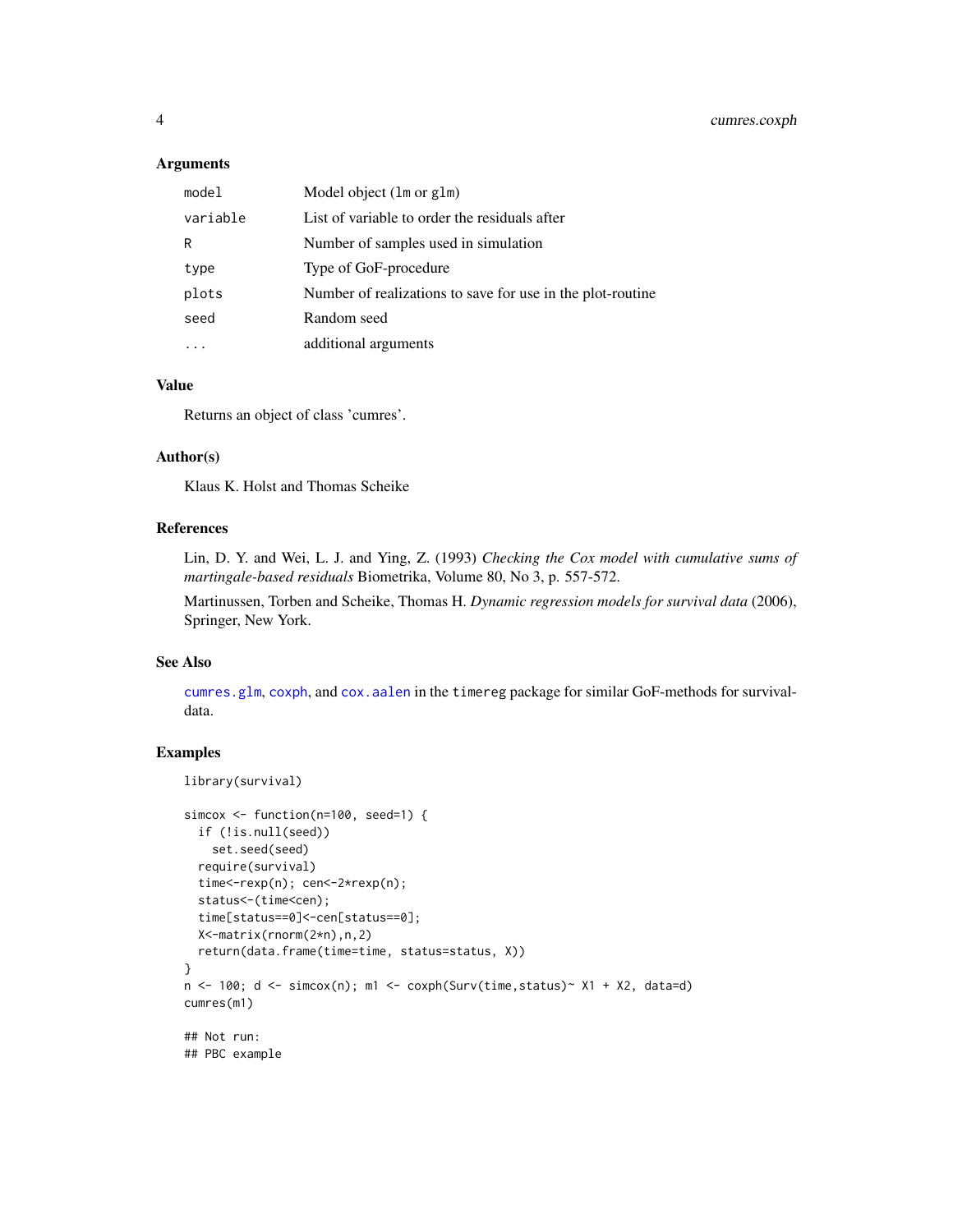### Arguments

| | |
|---|---|
| `model` | Model object (`lm` or `glm`) |
| `variable` | List of variable to order the residuals after |
| `R` | Number of samples used in simulation |
| `type` | Type of GoF-procedure |
| `plots` | Number of realizations to save for use in the plot-routine |
| `seed` | Random seed |
| `...` | additional arguments |

### Value

Returns an object of class 'cumres'.

### Author(s)

Klaus K. Holst and Thomas Scheike

### References

Lin, D. Y. and Wei, L. J. and Ying, Z. (1993) *Checking the Cox model with cumulative sums of martingale-based residuals* Biometrika, Volume 80, No 3, p. 557-572.

Martinussen, Torben and Scheike, Thomas H. *Dynamic regression models for survival data* (2006), Springer, New York.

### See Also

`cumres.glm`, `coxph`, and `cox.aalen` in the `timereg` package for similar GoF-methods for survival-data.

### Examples

```
library(survival)

simcox <- function(n=100, seed=1) {
  if (!is.null(seed))
    set.seed(seed)
  require(survival)
  time<-rexp(n); cen<-2*rexp(n);
  status<-(time<cen);
  time[status==0]<-cen[status==0];
  X<-matrix(rnorm(2*n),n,2)
  return(data.frame(time=time, status=status, X))
}
n <- 100; d <- simcox(n); m1 <- coxph(Surv(time,status)~ X1 + X2, data=d)
cumres(m1)

## Not run:
## PBC example
```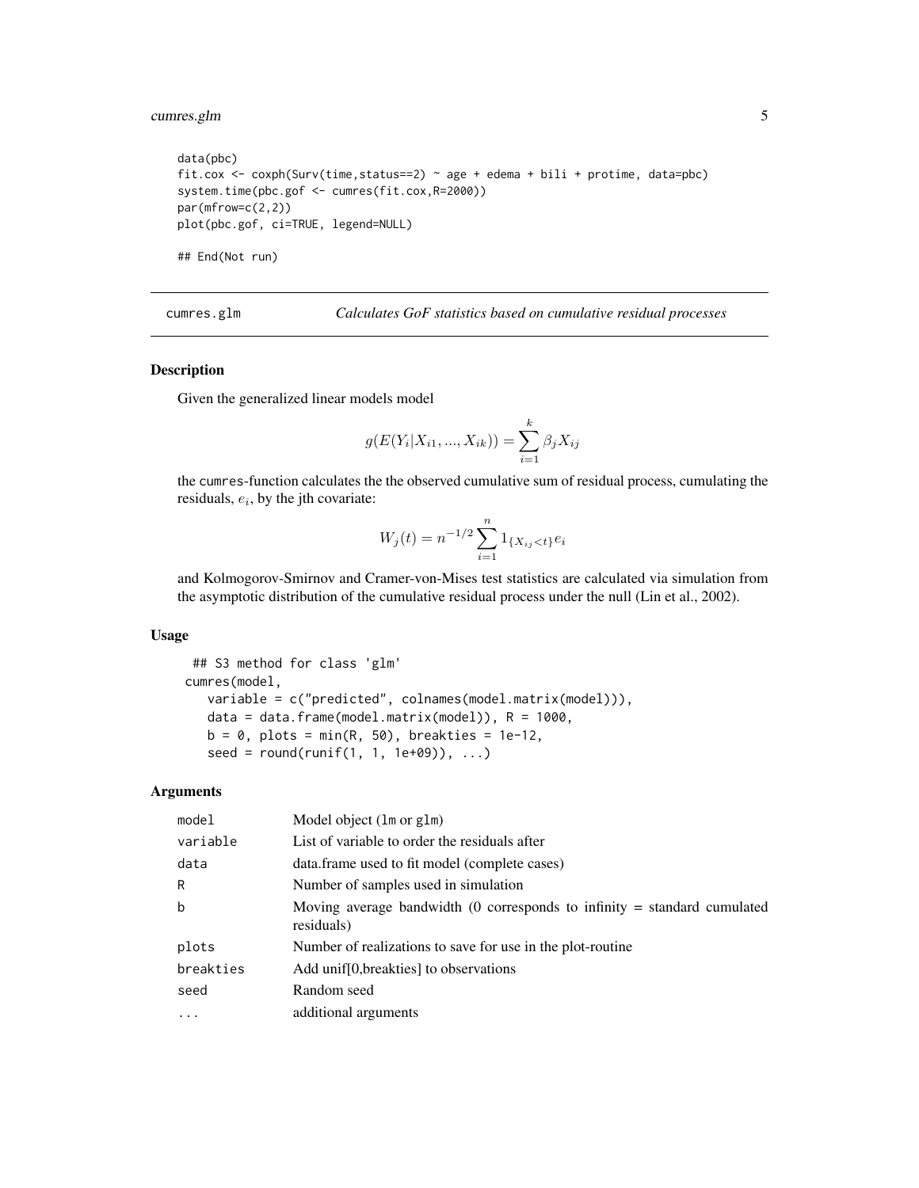```
data(pbc)
fit.cox <- coxph(Surv(time,status==2) ~ age + edema + bili + protime, data=pbc)
system.time(pbc.gof <- cumres(fit.cox,R=2000))
par(mfrow=c(2,2))
plot(pbc.gof, ci=TRUE, legend=NULL)

## End(Not run)
```

## cumres.glm — *Calculates GoF statistics based on cumulative residual processes*

### Description

Given the generalized linear models model

$$g(E(Y_i|X_{i1},...,X_{ik})) = \sum_{i=1}^{k} \beta_j X_{ij}$$

the cumres-function calculates the the observed cumulative sum of residual process, cumulating the residuals, $e_i$, by the jth covariate:

$$W_j(t) = n^{-1/2} \sum_{i=1}^{n} 1_{\{X_{ij}<t\}} e_i$$

and Kolmogorov-Smirnov and Cramer-von-Mises test statistics are calculated via simulation from the asymptotic distribution of the cumulative residual process under the null (Lin et al., 2002).

### Usage

```
  ## S3 method for class 'glm'
 cumres(model,
   variable = c("predicted", colnames(model.matrix(model))),
   data = data.frame(model.matrix(model)), R = 1000,
   b = 0, plots = min(R, 50), breakties = 1e-12,
   seed = round(runif(1, 1, 1e+09)), ...)
```

### Arguments

| | |
|---|---|
| model | Model object (lm or glm) |
| variable | List of variable to order the residuals after |
| data | data.frame used to fit model (complete cases) |
| R | Number of samples used in simulation |
| b | Moving average bandwidth (0 corresponds to infinity = standard cumulated residuals) |
| plots | Number of realizations to save for use in the plot-routine |
| breakties | Add unif[0,breakties] to observations |
| seed | Random seed |
| ... | additional arguments |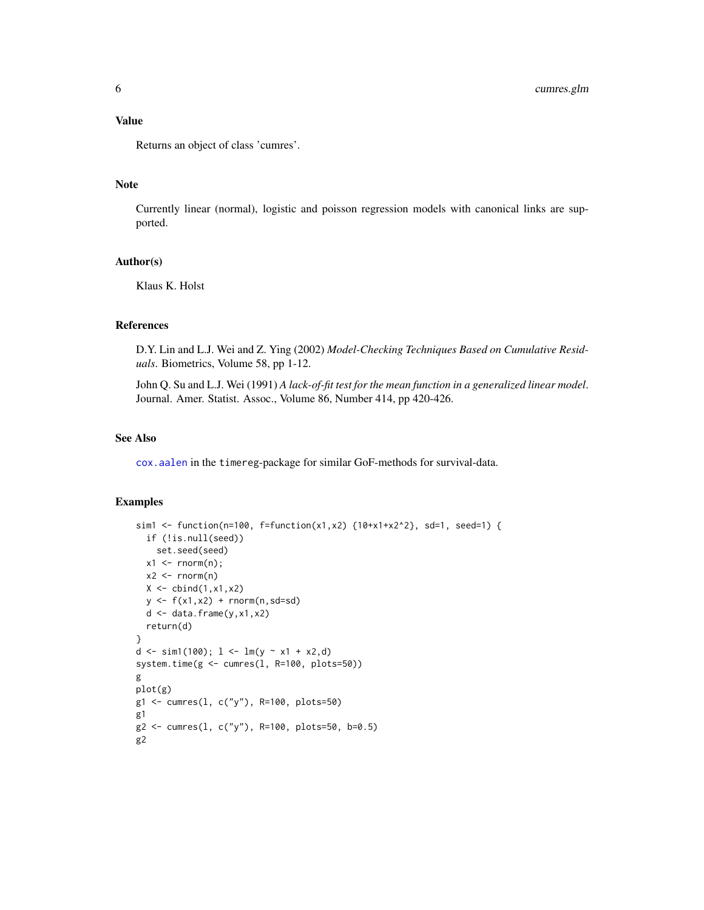## Value

Returns an object of class 'cumres'.

## Note

Currently linear (normal), logistic and poisson regression models with canonical links are supported.

## Author(s)

Klaus K. Holst

## References

D.Y. Lin and L.J. Wei and Z. Ying (2002) *Model-Checking Techniques Based on Cumulative Residuals*. Biometrics, Volume 58, pp 1-12.

John Q. Su and L.J. Wei (1991) *A lack-of-fit test for the mean function in a generalized linear model*. Journal. Amer. Statist. Assoc., Volume 86, Number 414, pp 420-426.

## See Also

`cox.aalen` in the `timereg`-package for similar GoF-methods for survival-data.

## Examples

```
sim1 <- function(n=100, f=function(x1,x2) {10+x1+x2^2}, sd=1, seed=1) {
  if (!is.null(seed))
    set.seed(seed)
  x1 <- rnorm(n);
  x2 <- rnorm(n)
  X <- cbind(1,x1,x2)
  y <- f(x1,x2) + rnorm(n,sd=sd)
  d <- data.frame(y,x1,x2)
  return(d)
}
d <- sim1(100); l <- lm(y ~ x1 + x2,d)
system.time(g <- cumres(l, R=100, plots=50))
g
plot(g)
g1 <- cumres(l, c("y"), R=100, plots=50)
g1
g2 <- cumres(l, c("y"), R=100, plots=50, b=0.5)
g2
```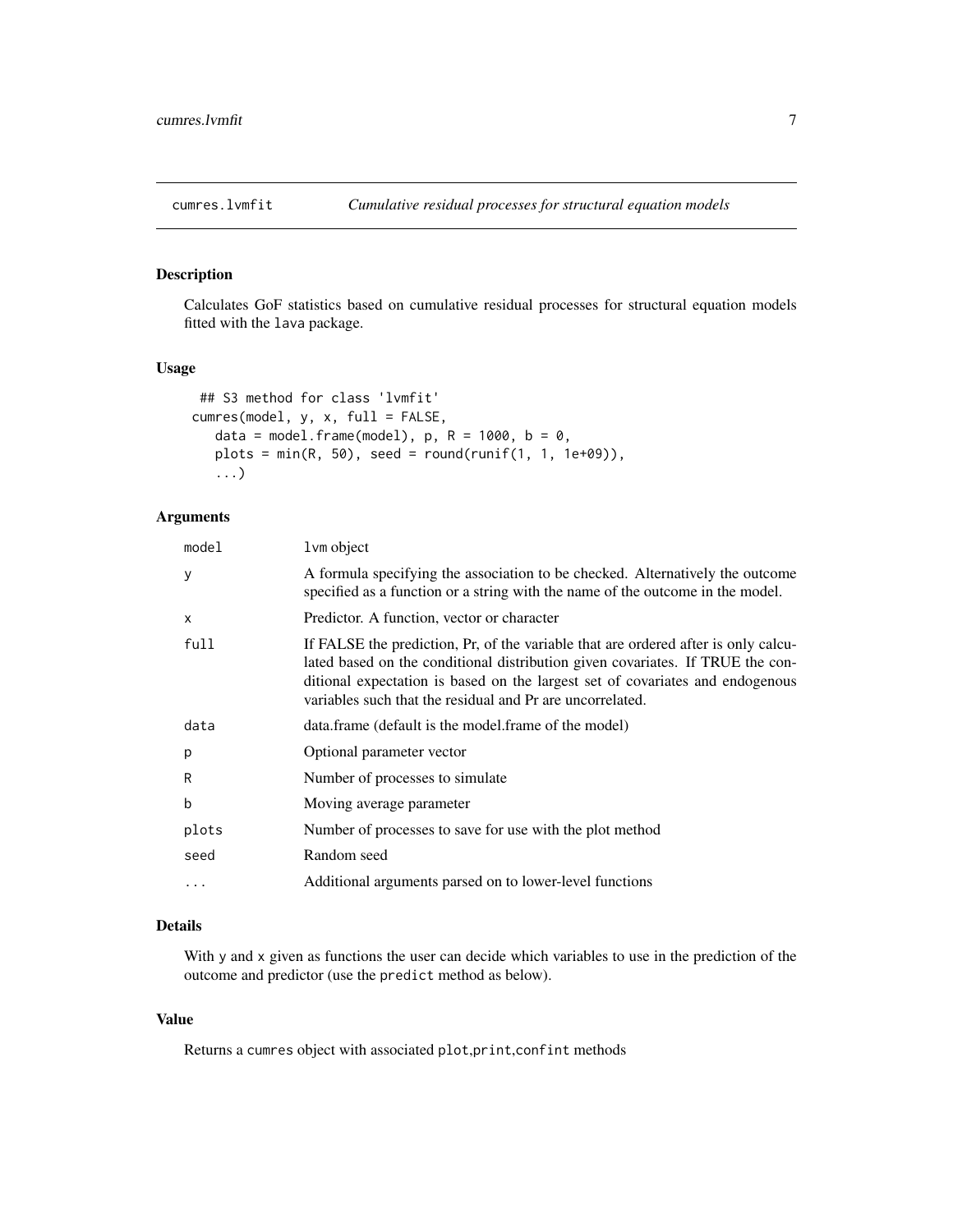# cumres.lvmfit — *Cumulative residual processes for structural equation models*

## Description

Calculates GoF statistics based on cumulative residual processes for structural equation models fitted with the lava package.

## Usage

```
## S3 method for class 'lvmfit'
cumres(model, y, x, full = FALSE,
   data = model.frame(model), p, R = 1000, b = 0,
   plots = min(R, 50), seed = round(runif(1, 1, 1e+09)),
   ...)
```

## Arguments

| | |
|---|---|
| model | lvm object |
| y | A formula specifying the association to be checked. Alternatively the outcome specified as a function or a string with the name of the outcome in the model. |
| x | Predictor. A function, vector or character |
| full | If FALSE the prediction, Pr, of the variable that are ordered after is only calculated based on the conditional distribution given covariates. If TRUE the conditional expectation is based on the largest set of covariates and endogenous variables such that the residual and Pr are uncorrelated. |
| data | data.frame (default is the model.frame of the model) |
| p | Optional parameter vector |
| R | Number of processes to simulate |
| b | Moving average parameter |
| plots | Number of processes to save for use with the plot method |
| seed | Random seed |
| ... | Additional arguments parsed on to lower-level functions |

## Details

With y and x given as functions the user can decide which variables to use in the prediction of the outcome and predictor (use the predict method as below).

## Value

Returns a cumres object with associated plot,print,confint methods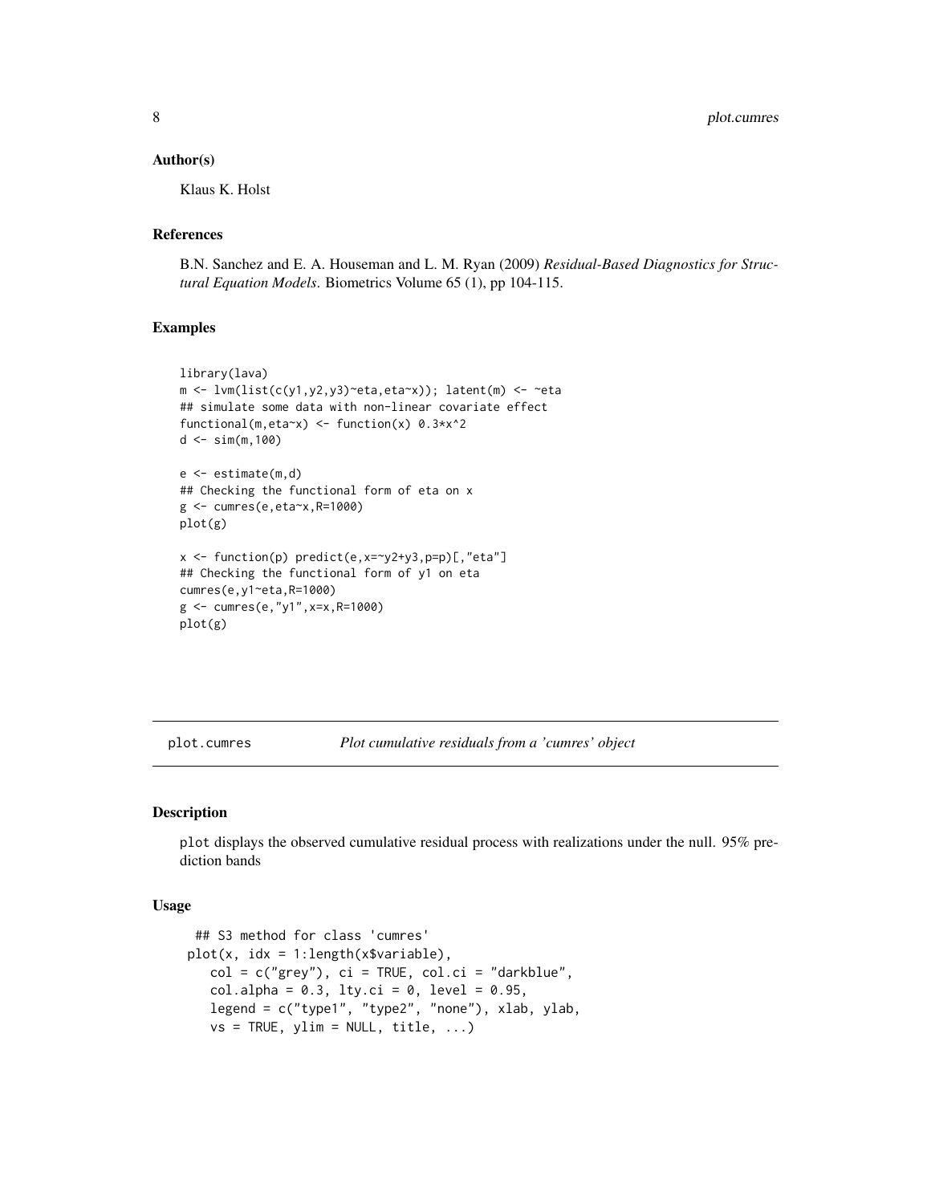### Author(s)

Klaus K. Holst

### References

B.N. Sanchez and E. A. Houseman and L. M. Ryan (2009) *Residual-Based Diagnostics for Structural Equation Models*. Biometrics Volume 65 (1), pp 104-115.

### Examples

```
library(lava)
m <- lvm(list(c(y1,y2,y3)~eta,eta~x)); latent(m) <- ~eta
## simulate some data with non-linear covariate effect
functional(m,eta~x) <- function(x) 0.3*x^2
d <- sim(m,100)

e <- estimate(m,d)
## Checking the functional form of eta on x
g <- cumres(e,eta~x,R=1000)
plot(g)

x <- function(p) predict(e,x=~y2+y3,p=p)[,"eta"]
## Checking the functional form of y1 on eta
cumres(e,y1~eta,R=1000)
g <- cumres(e,"y1",x=x,R=1000)
plot(g)
```

---

## plot.cumres — *Plot cumulative residuals from a 'cumres' object*

### Description

plot displays the observed cumulative residual process with realizations under the null. 95% prediction bands

### Usage

```
  ## S3 method for class 'cumres'
 plot(x, idx = 1:length(x$variable),
    col = c("grey"), ci = TRUE, col.ci = "darkblue",
    col.alpha = 0.3, lty.ci = 0, level = 0.95,
    legend = c("type1", "type2", "none"), xlab, ylab,
    vs = TRUE, ylim = NULL, title, ...)
```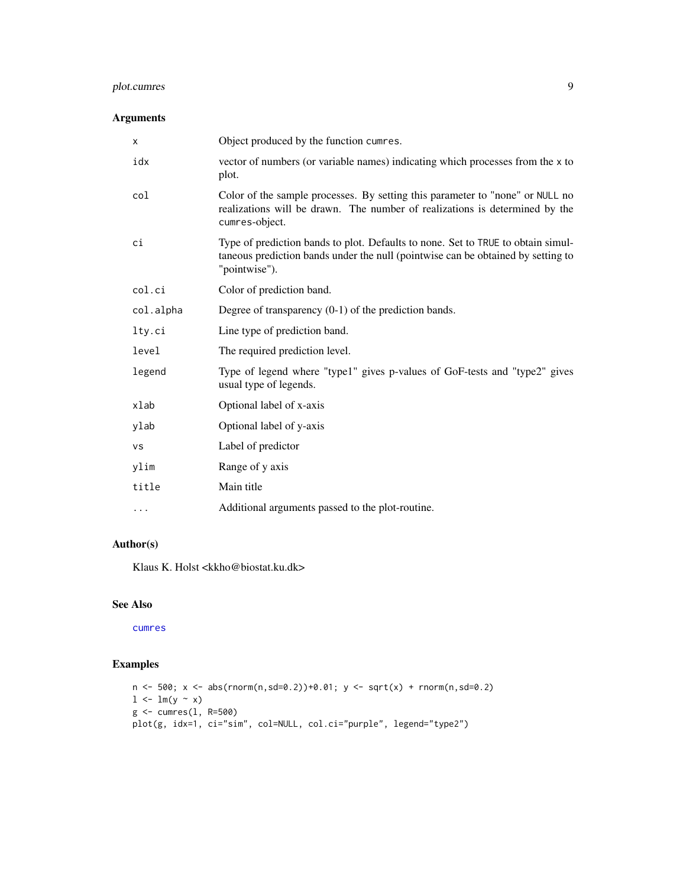## Arguments

| | |
|---|---|
| `x` | Object produced by the function `cumres`. |
| `idx` | vector of numbers (or variable names) indicating which processes from the `x` to plot. |
| `col` | Color of the sample processes. By setting this parameter to "none" or `NULL` no realizations will be drawn. The number of realizations is determined by the `cumres`-object. |
| `ci` | Type of prediction bands to plot. Defaults to none. Set to `TRUE` to obtain simultaneous prediction bands under the null (pointwise can be obtained by setting to "pointwise"). |
| `col.ci` | Color of prediction band. |
| `col.alpha` | Degree of transparency (0-1) of the prediction bands. |
| `lty.ci` | Line type of prediction band. |
| `level` | The required prediction level. |
| `legend` | Type of legend where "type1" gives p-values of GoF-tests and "type2" gives usual type of legends. |
| `xlab` | Optional label of x-axis |
| `ylab` | Optional label of y-axis |
| `vs` | Label of predictor |
| `ylim` | Range of y axis |
| `title` | Main title |
| `...` | Additional arguments passed to the plot-routine. |

## Author(s)

Klaus K. Holst <kkho@biostat.ku.dk>

## See Also

`cumres`

## Examples

```
n <- 500; x <- abs(rnorm(n,sd=0.2))+0.01; y <- sqrt(x) + rnorm(n,sd=0.2)
l <- lm(y ~ x)
g <- cumres(l, R=500)
plot(g, idx=1, ci="sim", col=NULL, col.ci="purple", legend="type2")
```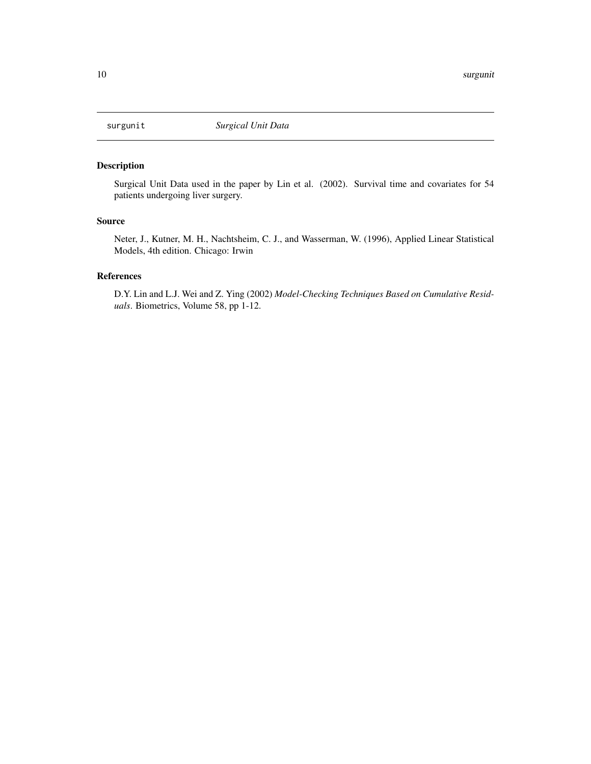# surgunit — *Surgical Unit Data*

## Description

Surgical Unit Data used in the paper by Lin et al. (2002). Survival time and covariates for 54 patients undergoing liver surgery.

## Source

Neter, J., Kutner, M. H., Nachtsheim, C. J., and Wasserman, W. (1996), Applied Linear Statistical Models, 4th edition. Chicago: Irwin

## References

D.Y. Lin and L.J. Wei and Z. Ying (2002) *Model-Checking Techniques Based on Cumulative Residuals*. Biometrics, Volume 58, pp 1-12.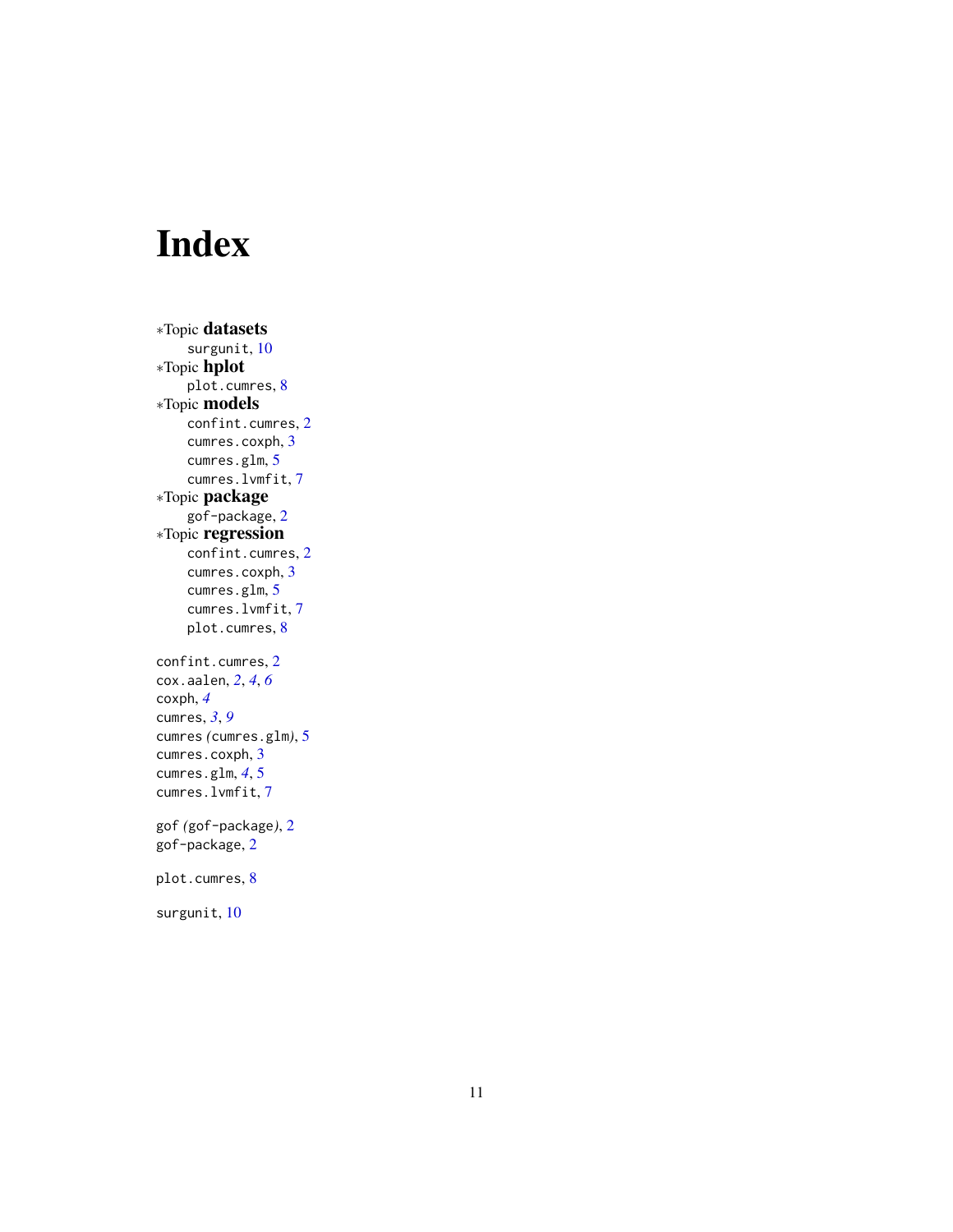# Index

∗Topic **datasets**
  surgunit, 10
∗Topic **hplot**
  plot.cumres, 8
∗Topic **models**
  confint.cumres, 2
  cumres.coxph, 3
  cumres.glm, 5
  cumres.lvmfit, 7
∗Topic **package**
  gof-package, 2
∗Topic **regression**
  confint.cumres, 2
  cumres.coxph, 3
  cumres.glm, 5
  cumres.lvmfit, 7
  plot.cumres, 8

confint.cumres, 2
cox.aalen, *2*, *4*, *6*
coxph, *4*
cumres, *3*, *9*
cumres *(*cumres.glm*)*, 5
cumres.coxph, 3
cumres.glm, *4*, 5
cumres.lvmfit, 7

gof *(*gof-package*)*, 2
gof-package, 2

plot.cumres, 8

surgunit, 10